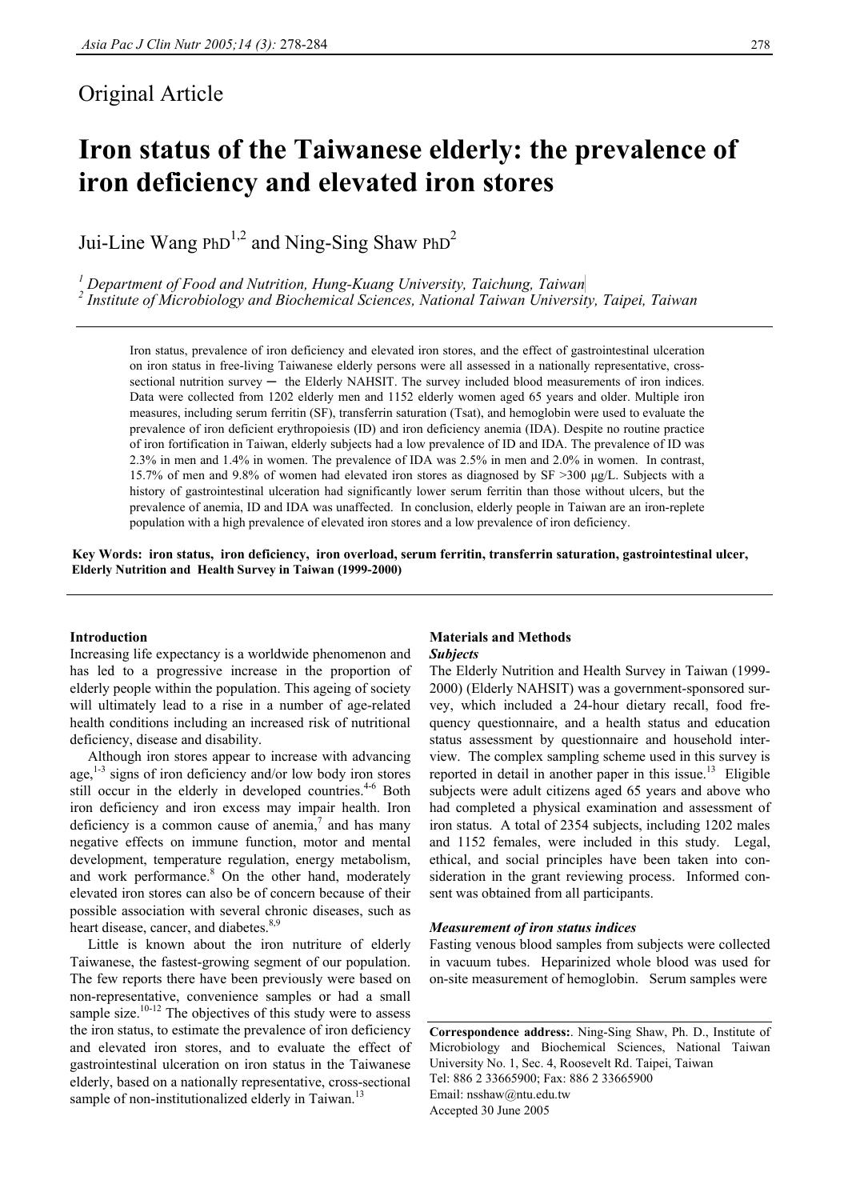Original Article

# Iron status of the Taiwanese elderly: the prevalence of iron deficiency and elevated iron stores

Jui-Line Wang PhD[1,2] and Ning-Sing Shaw PhD[2]

[1] *Department of Food and Nutrition, Hung-Kuang University, Taichung, Taiwan*
[2] *Institute of Microbiology and Biochemical Sciences, National Taiwan University, Taipei, Taiwan*

Iron status, prevalence of iron deficiency and elevated iron stores, and the effect of gastrointestinal ulceration on iron status in free-living Taiwanese elderly persons were all assessed in a nationally representative, cross-sectional nutrition survey ─ the Elderly NAHSIT. The survey included blood measurements of iron indices. Data were collected from 1202 elderly men and 1152 elderly women aged 65 years and older. Multiple iron measures, including serum ferritin (SF), transferrin saturation (Tsat), and hemoglobin were used to evaluate the prevalence of iron deficient erythropoiesis (ID) and iron deficiency anemia (IDA). Despite no routine practice of iron fortification in Taiwan, elderly subjects had a low prevalence of ID and IDA. The prevalence of ID was 2.3% in men and 1.4% in women. The prevalence of IDA was 2.5% in men and 2.0% in women. In contrast, 15.7% of men and 9.8% of women had elevated iron stores as diagnosed by SF >300 μg/L. Subjects with a history of gastrointestinal ulceration had significantly lower serum ferritin than those without ulcers, but the prevalence of anemia, ID and IDA was unaffected. In conclusion, elderly people in Taiwan are an iron-replete population with a high prevalence of elevated iron stores and a low prevalence of iron deficiency.

**Key Words: iron status, iron deficiency, iron overload, serum ferritin, transferrin saturation, gastrointestinal ulcer, Elderly Nutrition and Health Survey in Taiwan (1999-2000)**

## Introduction

Increasing life expectancy is a worldwide phenomenon and has led to a progressive increase in the proportion of elderly people within the population. This ageing of society will ultimately lead to a rise in a number of age-related health conditions including an increased risk of nutritional deficiency, disease and disability.

Although iron stores appear to increase with advancing age,[1-3] signs of iron deficiency and/or low body iron stores still occur in the elderly in developed countries.[4-6] Both iron deficiency and iron excess may impair health. Iron deficiency is a common cause of anemia,[7] and has many negative effects on immune function, motor and mental development, temperature regulation, energy metabolism, and work performance.[8] On the other hand, moderately elevated iron stores can also be of concern because of their possible association with several chronic diseases, such as heart disease, cancer, and diabetes.[8,9]

Little is known about the iron nutriture of elderly Taiwanese, the fastest-growing segment of our population. The few reports there have been previously were based on non-representative, convenience samples or had a small sample size.[10-12] The objectives of this study were to assess the iron status, to estimate the prevalence of iron deficiency and elevated iron stores, and to evaluate the effect of gastrointestinal ulceration on iron status in the Taiwanese elderly, based on a nationally representative, cross-sectional sample of non-institutionalized elderly in Taiwan.[13]

## Materials and Methods

### *Subjects*

The Elderly Nutrition and Health Survey in Taiwan (1999-2000) (Elderly NAHSIT) was a government-sponsored survey, which included a 24-hour dietary recall, food frequency questionnaire, and a health status and education status assessment by questionnaire and household interview. The complex sampling scheme used in this survey is reported in detail in another paper in this issue.[13] Eligible subjects were adult citizens aged 65 years and above who had completed a physical examination and assessment of iron status. A total of 2354 subjects, including 1202 males and 1152 females, were included in this study. Legal, ethical, and social principles have been taken into consideration in the grant reviewing process. Informed consent was obtained from all participants.

### *Measurement of iron status indices*

Fasting venous blood samples from subjects were collected in vacuum tubes. Heparinized whole blood was used for on-site measurement of hemoglobin. Serum samples were

**Correspondence address:**. Ning-Sing Shaw, Ph. D., Institute of Microbiology and Biochemical Sciences, National Taiwan University No. 1, Sec. 4, Roosevelt Rd. Taipei, Taiwan
Tel: 886 2 33665900; Fax: 886 2 33665900
Email: nsshaw@ntu.edu.tw
Accepted 30 June 2005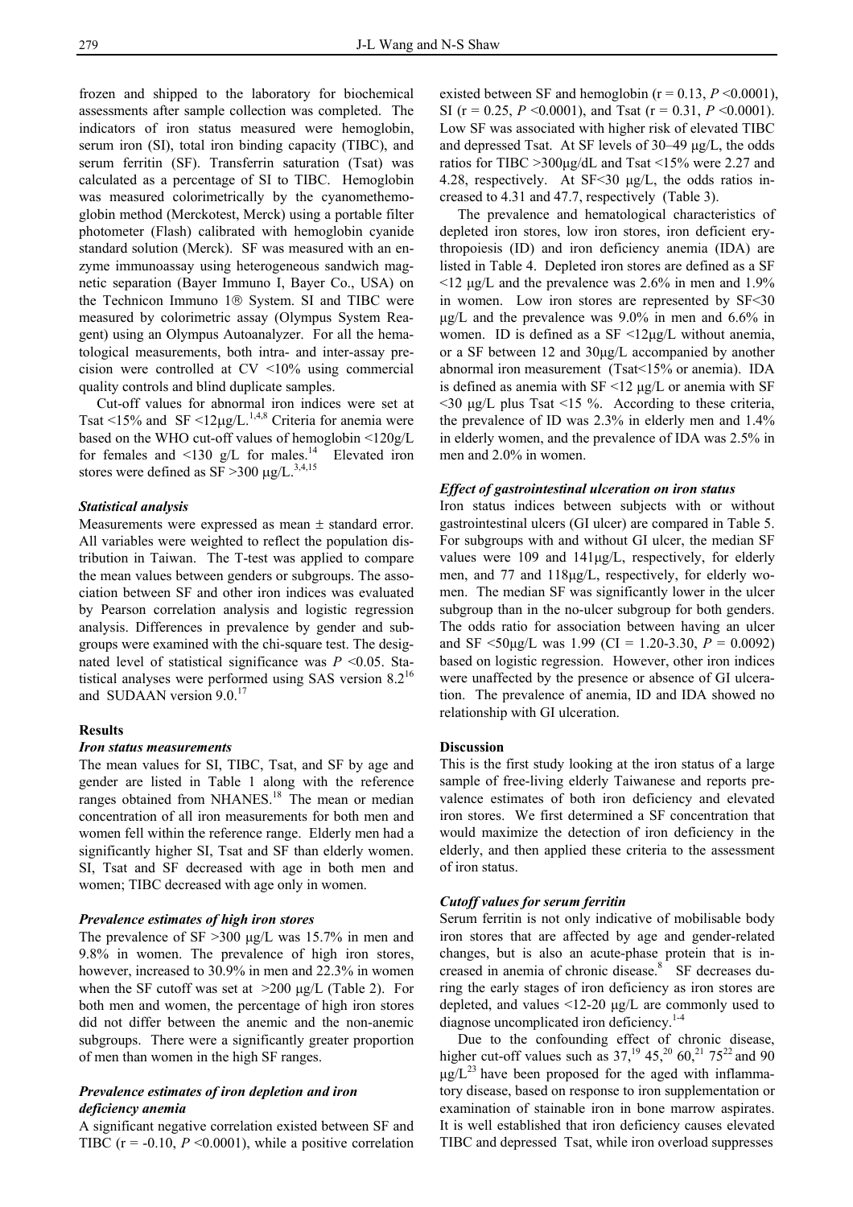frozen and shipped to the laboratory for biochemical assessments after sample collection was completed. The indicators of iron status measured were hemoglobin, serum iron (SI), total iron binding capacity (TIBC), and serum ferritin (SF). Transferrin saturation (Tsat) was calculated as a percentage of SI to TIBC. Hemoglobin was measured colorimetrically by the cyanomethemoglobin method (Merckotest, Merck) using a portable filter photometer (Flash) calibrated with hemoglobin cyanide standard solution (Merck). SF was measured with an enzyme immunoassay using heterogeneous sandwich magnetic separation (Bayer Immuno I, Bayer Co., USA) on the Technicon Immuno 1® System. SI and TIBC were measured by colorimetric assay (Olympus System Reagent) using an Olympus Autoanalyzer. For all the hematological measurements, both intra- and inter-assay precision were controlled at CV <10% using commercial quality controls and blind duplicate samples.

Cut-off values for abnormal iron indices were set at Tsat <15% and SF <12μg/L.[1,4,8] Criteria for anemia were based on the WHO cut-off values of hemoglobin <120g/L for females and <130 g/L for males.[14] Elevated iron stores were defined as SF >300 μg/L.[3,4,15]

### *Statistical analysis*

Measurements were expressed as mean ± standard error. All variables were weighted to reflect the population distribution in Taiwan. The T-test was applied to compare the mean values between genders or subgroups. The association between SF and other iron indices was evaluated by Pearson correlation analysis and logistic regression analysis. Differences in prevalence by gender and subgroups were examined with the chi-square test. The designated level of statistical significance was $P$ <0.05. Statistical analyses were performed using SAS version 8.2[16] and SUDAAN version 9.0.[17]

## Results

### *Iron status measurements*

The mean values for SI, TIBC, Tsat, and SF by age and gender are listed in Table 1 along with the reference ranges obtained from NHANES.[18] The mean or median concentration of all iron measurements for both men and women fell within the reference range. Elderly men had a significantly higher SI, Tsat and SF than elderly women. SI, Tsat and SF decreased with age in both men and women; TIBC decreased with age only in women.

### *Prevalence estimates of high iron stores*

The prevalence of SF >300 μg/L was 15.7% in men and 9.8% in women. The prevalence of high iron stores, however, increased to 30.9% in men and 22.3% in women when the SF cutoff was set at >200 μg/L (Table 2). For both men and women, the percentage of high iron stores did not differ between the anemic and the non-anemic subgroups. There were a significantly greater proportion of men than women in the high SF ranges.

### *Prevalence estimates of iron depletion and iron deficiency anemia*

A significant negative correlation existed between SF and TIBC (r = -0.10, $P$ <0.0001), while a positive correlation existed between SF and hemoglobin (r = 0.13, $P$ <0.0001), SI (r = 0.25, $P$ <0.0001), and Tsat (r = 0.31, $P$ <0.0001). Low SF was associated with higher risk of elevated TIBC and depressed Tsat. At SF levels of 30–49 μg/L, the odds ratios for TIBC >300μg/dL and Tsat <15% were 2.27 and 4.28, respectively. At SF<30 μg/L, the odds ratios increased to 4.31 and 47.7, respectively (Table 3).

The prevalence and hematological characteristics of depleted iron stores, low iron stores, iron deficient erythropoiesis (ID) and iron deficiency anemia (IDA) are listed in Table 4. Depleted iron stores are defined as a SF <12 μg/L and the prevalence was 2.6% in men and 1.9% in women. Low iron stores are represented by SF<30 μg/L and the prevalence was 9.0% in men and 6.6% in women. ID is defined as a SF <12μg/L without anemia, or a SF between 12 and 30μg/L accompanied by another abnormal iron measurement (Tsat<15% or anemia). IDA is defined as anemia with SF <12 μg/L or anemia with SF <30 μg/L plus Tsat <15 %. According to these criteria, the prevalence of ID was 2.3% in elderly men and 1.4% in elderly women, and the prevalence of IDA was 2.5% in men and 2.0% in women.

### *Effect of gastrointestinal ulceration on iron status*

Iron status indices between subjects with or without gastrointestinal ulcers (GI ulcer) are compared in Table 5. For subgroups with and without GI ulcer, the median SF values were 109 and 141μg/L, respectively, for elderly men, and 77 and 118μg/L, respectively, for elderly women. The median SF was significantly lower in the ulcer subgroup than in the no-ulcer subgroup for both genders. The odds ratio for association between having an ulcer and SF <50μg/L was 1.99 (CI = 1.20-3.30, $P$ = 0.0092) based on logistic regression. However, other iron indices were unaffected by the presence or absence of GI ulceration. The prevalence of anemia, ID and IDA showed no relationship with GI ulceration.

## Discussion

This is the first study looking at the iron status of a large sample of free-living elderly Taiwanese and reports prevalence estimates of both iron deficiency and elevated iron stores. We first determined a SF concentration that would maximize the detection of iron deficiency in the elderly, and then applied these criteria to the assessment of iron status.

### *Cutoff values for serum ferritin*

Serum ferritin is not only indicative of mobilisable body iron stores that are affected by age and gender-related changes, but is also an acute-phase protein that is increased in anemia of chronic disease.[8] SF decreases during the early stages of iron deficiency as iron stores are depleted, and values <12-20 μg/L are commonly used to diagnose uncomplicated iron deficiency.[1-4]

Due to the confounding effect of chronic disease, higher cut-off values such as 37,[19] 45,[20] 60,[21] 75[22] and 90 μg/L[23] have been proposed for the aged with inflammatory disease, based on response to iron supplementation or examination of stainable iron in bone marrow aspirates. It is well established that iron deficiency causes elevated TIBC and depressed Tsat, while iron overload suppresses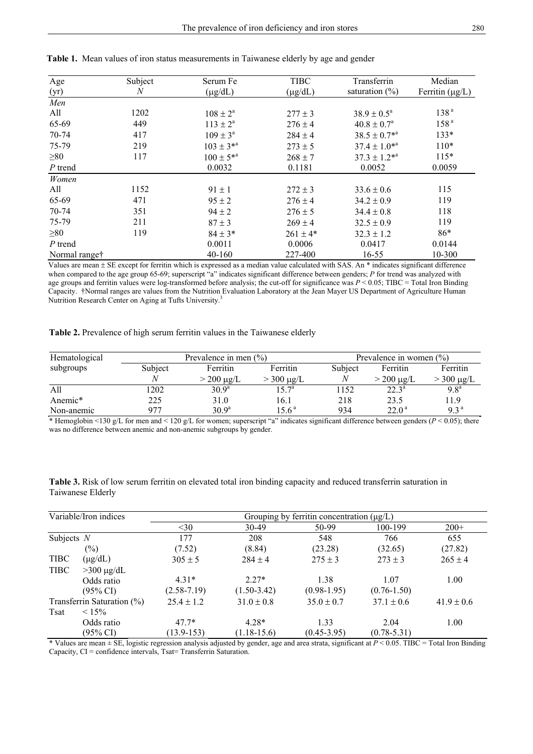**Table 1.** Mean values of iron status measurements in Taiwanese elderly by age and gender

| Age (yr) | Subject *N* | Serum Fe (μg/dL) | TIBC (μg/dL) | Transferrin saturation (%) | Median Ferritin (μg/L) |
|---|---|---|---|---|---|
| *Men* | | | | | |
| All | 1202 | 108 ± 2[a] | 277 ± 3 | 38.9 ± 0.5[a] | 138[a] |
| 65-69 | 449 | 113 ± 2[a] | 276 ± 4 | 40.8 ± 0.7[a] | 158[a] |
| 70-74 | 417 | 109 ± 3[a] | 284 ± 4 | 38.5 ± 0.7*[a] | 133* |
| 75-79 | 219 | 103 ± 3*[a] | 273 ± 5 | 37.4 ± 1.0*[a] | 110* |
| ≥80 | 117 | 100 ± 5*[a] | 268 ± 7 | 37.3 ± 1.2*[a] | 115* |
| *P* trend | | 0.0032 | 0.1181 | 0.0052 | 0.0059 |
| *Women* | | | | | |
| All | 1152 | 91 ± 1 | 272 ± 3 | 33.6 ± 0.6 | 115 |
| 65-69 | 471 | 95 ± 2 | 276 ± 4 | 34.2 ± 0.9 | 119 |
| 70-74 | 351 | 94 ± 2 | 276 ± 5 | 34.4 ± 0.8 | 118 |
| 75-79 | 211 | 87 ± 3 | 269 ± 4 | 32.5 ± 0.9 | 119 |
| ≥80 | 119 | 84 ± 3* | 261 ± 4* | 32.3 ± 1.2 | 86* |
| *P* trend | | 0.0011 | 0.0006 | 0.0417 | 0.0144 |
| Normal range† | | 40-160 | 227-400 | 16-55 | 10-300 |

Values are mean ± SE except for ferritin which is expressed as a median value calculated with SAS. An * indicates significant difference when compared to the age group 65-69; superscript "a" indicates significant difference between genders; *P* for trend was analyzed with age groups and ferritin values were log-transformed before analysis; the cut-off for significance was $P < 0.05$; TIBC = Total Iron Binding Capacity. †Normal ranges are values from the Nutrition Evaluation Laboratory at the Jean Mayer US Department of Agriculture Human Nutrition Research Center on Aging at Tufts University.[3]

**Table 2.** Prevalence of high serum ferritin values in the Taiwanese elderly

| Hematological subgroups | Prevalence in men (%) | | | Prevalence in women (%) | | |
|---|---|---|---|---|---|---|
| | Subject *N* | Ferritin > 200 μg/L | Ferritin > 300 μg/L | Subject *N* | Ferritin > 200 μg/L | Ferritin > 300 μg/L |
| All | 1202 | 30.9[a] | 15.7[a] | 1152 | 22.3[a] | 9.8[a] |
| Anemic* | 225 | 31.0 | 16.1 | 218 | 23.5 | 11.9 |
| Non-anemic | 977 | 30.9[a] | 15.6[a] | 934 | 22.0[a] | 9.3[a] |

* Hemoglobin <130 g/L for men and < 120 g/L for women; superscript "a" indicates significant difference between genders ($P < 0.05$); there was no difference between anemic and non-anemic subgroups by gender.

**Table 3.** Risk of low serum ferritin on elevated total iron binding capacity and reduced transferrin saturation in Taiwanese Elderly

| Variable/Iron indices | | Grouping by ferritin concentration (μg/L) | | | | |
|---|---|---|---|---|---|---|
| | | <30 | 30-49 | 50-99 | 100-199 | 200+ |
| Subjects | *N* | 177 | 208 | 548 | 766 | 655 |
| | (%) | (7.52) | (8.84) | (23.28) | (32.65) | (27.82) |
| TIBC | (μg/dL) | 305 ± 5 | 284 ± 4 | 275 ± 3 | 273 ± 3 | 265 ± 4 |
| TIBC | >300 μg/dL | | | | | |
| | Odds ratio | 4.31* | 2.27* | 1.38 | 1.07 | 1.00 |
| | (95% CI) | (2.58-7.19) | (1.50-3.42) | (0.98-1.95) | (0.76-1.50) | |
| Transferrin Saturation (%) | | 25.4 ± 1.2 | 31.0 ± 0.8 | 35.0 ± 0.7 | 37.1 ± 0.6 | 41.9 ± 0.6 |
| Tsat | < 15% | | | | | |
| | Odds ratio | 47.7* | 4.28* | 1.33 | 2.04 | 1.00 |
| | (95% CI) | (13.9-153) | (1.18-15.6) | (0.45-3.95) | (0.78-5.31) | |

* Values are mean ± SE, logistic regression analysis adjusted by gender, age and area strata, significant at $P < 0.05$. TIBC = Total Iron Binding Capacity, CI = confidence intervals, Tsat= Transferrin Saturation.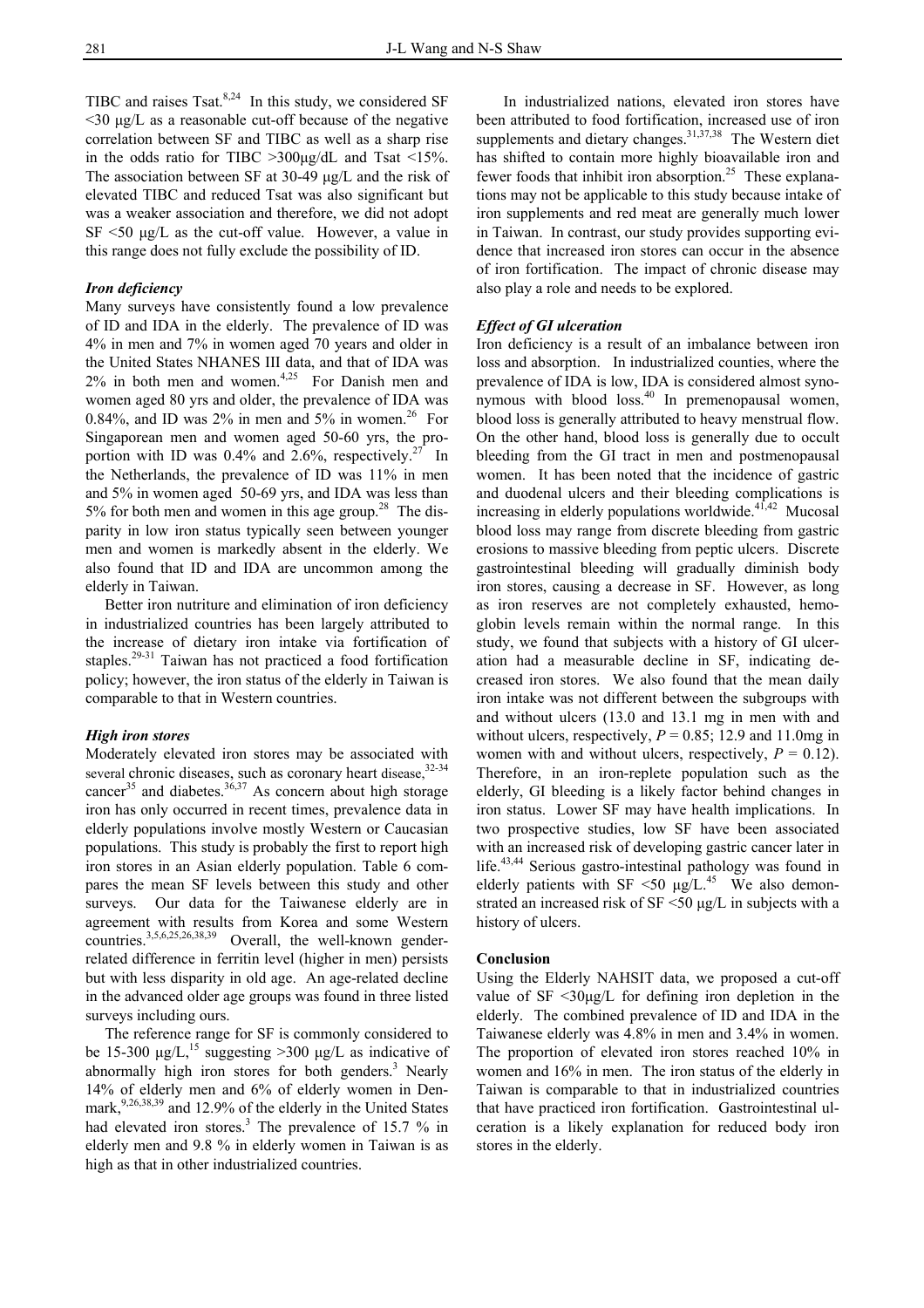TIBC and raises Tsat.[8,24] In this study, we considered SF <30 μg/L as a reasonable cut-off because of the negative correlation between SF and TIBC as well as a sharp rise in the odds ratio for TIBC >300μg/dL and Tsat <15%. The association between SF at 30-49 μg/L and the risk of elevated TIBC and reduced Tsat was also significant but was a weaker association and therefore, we did not adopt SF <50 μg/L as the cut-off value. However, a value in this range does not fully exclude the possibility of ID.

### *Iron deficiency*

Many surveys have consistently found a low prevalence of ID and IDA in the elderly. The prevalence of ID was 4% in men and 7% in women aged 70 years and older in the United States NHANES III data, and that of IDA was 2% in both men and women.[4,25] For Danish men and women aged 80 yrs and older, the prevalence of IDA was 0.84%, and ID was 2% in men and 5% in women.[26] For Singaporean men and women aged 50-60 yrs, the proportion with ID was 0.4% and 2.6%, respectively.[27] In the Netherlands, the prevalence of ID was 11% in men and 5% in women aged 50-69 yrs, and IDA was less than 5% for both men and women in this age group.[28] The disparity in low iron status typically seen between younger men and women is markedly absent in the elderly. We also found that ID and IDA are uncommon among the elderly in Taiwan.

Better iron nutriture and elimination of iron deficiency in industrialized countries has been largely attributed to the increase of dietary iron intake via fortification of staples.[29-31] Taiwan has not practiced a food fortification policy; however, the iron status of the elderly in Taiwan is comparable to that in Western countries.

### *High iron stores*

Moderately elevated iron stores may be associated with several chronic diseases, such as coronary heart disease,[32-34] cancer[35] and diabetes.[36,37] As concern about high storage iron has only occurred in recent times, prevalence data in elderly populations involve mostly Western or Caucasian populations. This study is probably the first to report high iron stores in an Asian elderly population. Table 6 compares the mean SF levels between this study and other surveys. Our data for the Taiwanese elderly are in agreement with results from Korea and some Western countries.[3,5,6,25,26,38,39] Overall, the well-known gender-related difference in ferritin level (higher in men) persists but with less disparity in old age. An age-related decline in the advanced older age groups was found in three listed surveys including ours.

The reference range for SF is commonly considered to be 15-300 μg/L,[15] suggesting >300 μg/L as indicative of abnormally high iron stores for both genders.[3] Nearly 14% of elderly men and 6% of elderly women in Denmark,[9,26,38,39] and 12.9% of the elderly in the United States had elevated iron stores.[3] The prevalence of 15.7 % in elderly men and 9.8 % in elderly women in Taiwan is as high as that in other industrialized countries.

In industrialized nations, elevated iron stores have been attributed to food fortification, increased use of iron supplements and dietary changes.[31,37,38] The Western diet has shifted to contain more highly bioavailable iron and fewer foods that inhibit iron absorption.[25] These explanations may not be applicable to this study because intake of iron supplements and red meat are generally much lower in Taiwan. In contrast, our study provides supporting evidence that increased iron stores can occur in the absence of iron fortification. The impact of chronic disease may also play a role and needs to be explored.

### *Effect of GI ulceration*

Iron deficiency is a result of an imbalance between iron loss and absorption. In industrialized counties, where the prevalence of IDA is low, IDA is considered almost synonymous with blood loss.[40] In premenopausal women, blood loss is generally attributed to heavy menstrual flow. On the other hand, blood loss is generally due to occult bleeding from the GI tract in men and postmenopausal women. It has been noted that the incidence of gastric and duodenal ulcers and their bleeding complications is increasing in elderly populations worldwide.[41,42] Mucosal blood loss may range from discrete bleeding from gastric erosions to massive bleeding from peptic ulcers. Discrete gastrointestinal bleeding will gradually diminish body iron stores, causing a decrease in SF. However, as long as iron reserves are not completely exhausted, hemoglobin levels remain within the normal range. In this study, we found that subjects with a history of GI ulceration had a measurable decline in SF, indicating decreased iron stores. We also found that the mean daily iron intake was not different between the subgroups with and without ulcers (13.0 and 13.1 mg in men with and without ulcers, respectively, $P = 0.85$; 12.9 and 11.0mg in women with and without ulcers, respectively, $P = 0.12$). Therefore, in an iron-replete population such as the elderly, GI bleeding is a likely factor behind changes in iron status. Lower SF may have health implications. In two prospective studies, low SF have been associated with an increased risk of developing gastric cancer later in life.[43,44] Serious gastro-intestinal pathology was found in elderly patients with SF <50 μg/L.[45] We also demonstrated an increased risk of SF <50 μg/L in subjects with a history of ulcers.

### Conclusion

Using the Elderly NAHSIT data, we proposed a cut-off value of SF <30μg/L for defining iron depletion in the elderly. The combined prevalence of ID and IDA in the Taiwanese elderly was 4.8% in men and 3.4% in women. The proportion of elevated iron stores reached 10% in women and 16% in men. The iron status of the elderly in Taiwan is comparable to that in industrialized countries that have practiced iron fortification. Gastrointestinal ulceration is a likely explanation for reduced body iron stores in the elderly.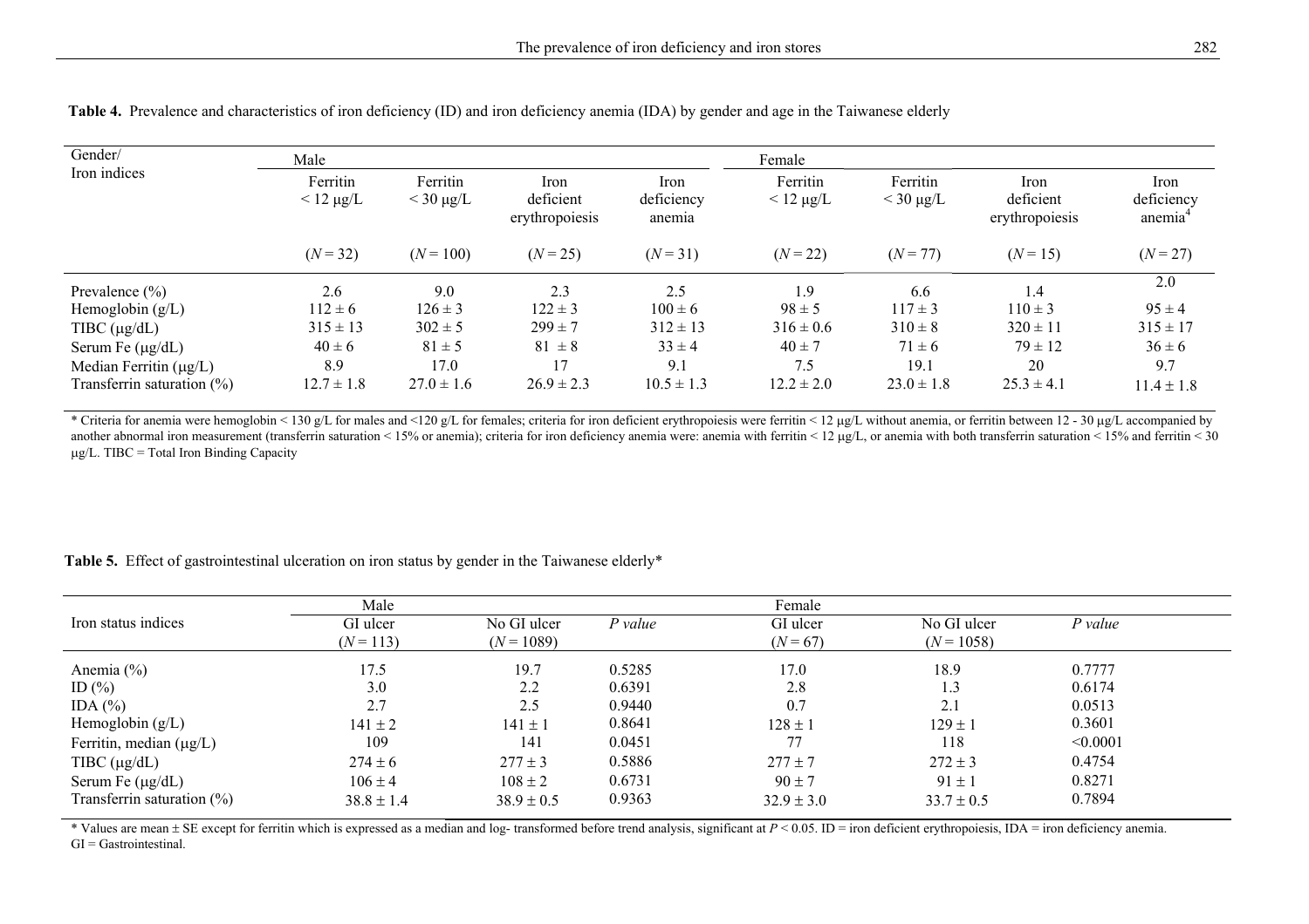**Table 4.** Prevalence and characteristics of iron deficiency (ID) and iron deficiency anemia (IDA) by gender and age in the Taiwanese elderly

| Gender/ Iron indices | Male | | | | Female | | | |
|---|---|---|---|---|---|---|---|---|
| | Ferritin < 12 μg/L | Ferritin < 30 μg/L | Iron deficient erythropoiesis | Iron deficiency anemia | Ferritin < 12 μg/L | Ferritin < 30 μg/L | Iron deficient erythropoiesis | Iron deficiency anemia[4] |
| | (*N* = 32) | (*N* = 100) | (*N* = 25) | (*N* = 31) | (*N* = 22) | (*N* = 77) | (*N* = 15) | (*N* = 27) |
| Prevalence (%) | 2.6 | 9.0 | 2.3 | 2.5 | 1.9 | 6.6 | 1.4 | 2.0 |
| Hemoglobin (g/L) | 112 ± 6 | 126 ± 3 | 122 ± 3 | 100 ± 6 | 98 ± 5 | 117 ± 3 | 110 ± 3 | 95 ± 4 |
| TIBC (μg/dL) | 315 ± 13 | 302 ± 5 | 299 ± 7 | 312 ± 13 | 316 ± 0.6 | 310 ± 8 | 320 ± 11 | 315 ± 17 |
| Serum Fe (μg/dL) | 40 ± 6 | 81 ± 5 | 81 ± 8 | 33 ± 4 | 40 ± 7 | 71 ± 6 | 79 ± 12 | 36 ± 6 |
| Median Ferritin (μg/L) | 8.9 | 17.0 | 17 | 9.1 | 7.5 | 19.1 | 20 | 9.7 |
| Transferrin saturation (%) | 12.7 ± 1.8 | 27.0 ± 1.6 | 26.9 ± 2.3 | 10.5 ± 1.3 | 12.2 ± 2.0 | 23.0 ± 1.8 | 25.3 ± 4.1 | 11.4 ± 1.8 |

* Criteria for anemia were hemoglobin < 130 g/L for males and <120 g/L for females; criteria for iron deficient erythropoiesis were ferritin < 12 μg/L without anemia, or ferritin between 12 - 30 μg/L accompanied by another abnormal iron measurement (transferrin saturation < 15% or anemia); criteria for iron deficiency anemia were: anemia with ferritin < 12 μg/L, or anemia with both transferrin saturation < 15% and ferritin < 30 μg/L. TIBC = Total Iron Binding Capacity

**Table 5.** Effect of gastrointestinal ulceration on iron status by gender in the Taiwanese elderly*

| Iron status indices | Male | | | Female | | |
|---|---|---|---|---|---|---|
| | GI ulcer (*N* = 113) | No GI ulcer (*N* = 1089) | *P value* | GI ulcer (*N* = 67) | No GI ulcer (*N* = 1058) | *P value* |
| Anemia (%) | 17.5 | 19.7 | 0.5285 | 17.0 | 18.9 | 0.7777 |
| ID (%) | 3.0 | 2.2 | 0.6391 | 2.8 | 1.3 | 0.6174 |
| IDA (%) | 2.7 | 2.5 | 0.9440 | 0.7 | 2.1 | 0.0513 |
| Hemoglobin (g/L) | 141 ± 2 | 141 ± 1 | 0.8641 | 128 ± 1 | 129 ± 1 | 0.3601 |
| Ferritin, median (μg/L) | 109 | 141 | 0.0451 | 77 | 118 | <0.0001 |
| TIBC (μg/dL) | 274 ± 6 | 277 ± 3 | 0.5886 | 277 ± 7 | 272 ± 3 | 0.4754 |
| Serum Fe (μg/dL) | 106 ± 4 | 108 ± 2 | 0.6731 | 90 ± 7 | 91 ± 1 | 0.8271 |
| Transferrin saturation (%) | 38.8 ± 1.4 | 38.9 ± 0.5 | 0.9363 | 32.9 ± 3.0 | 33.7 ± 0.5 | 0.7894 |

* Values are mean ± SE except for ferritin which is expressed as a median and log- transformed before trend analysis, significant at $P < 0.05$. ID = iron deficient erythropoiesis, IDA = iron deficiency anemia. GI = Gastrointestinal.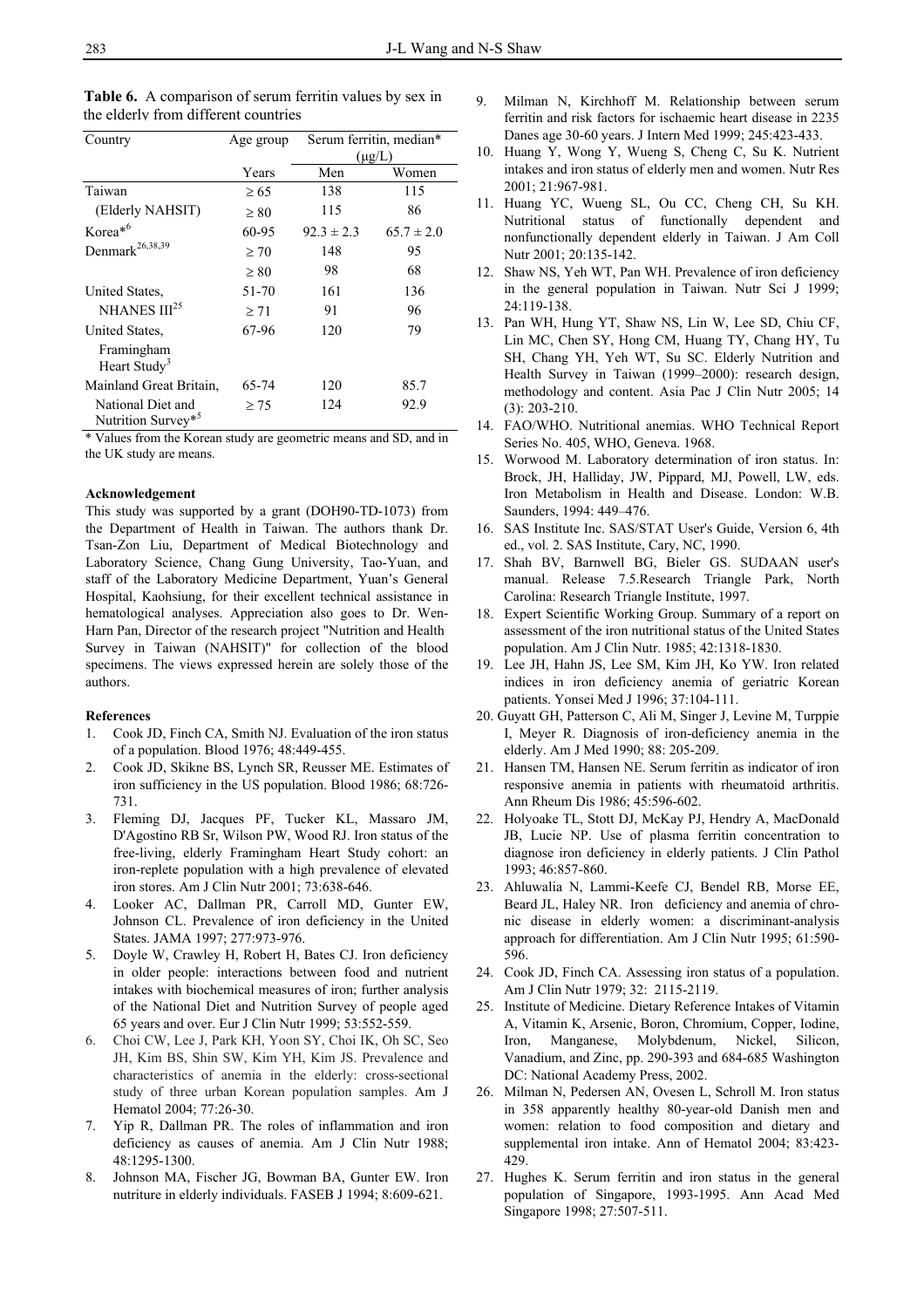**Table 6.** A comparison of serum ferritin values by sex in the elderly from different countries

| Country | Age group | Serum ferritin, median* (μg/L) | |
|---|---|---|---|
| | Years | Men | Women |
| Taiwan | ≥ 65 | 138 | 115 |
| (Elderly NAHSIT) | ≥ 80 | 115 | 86 |
| Korea*[6] | 60-95 | 92.3 ± 2.3 | 65.7 ± 2.0 |
| Denmark[26,38,39] | ≥ 70 | 148 | 95 |
| | ≥ 80 | 98 | 68 |
| United States, NHANES III[25] | 51-70 | 161 | 136 |
| | ≥ 71 | 91 | 96 |
| United States, Framingham Heart Study[3] | 67-96 | 120 | 79 |
| Mainland Great Britain, National Diet and Nutrition Survey*[5] | 65-74 | 120 | 85.7 |
| | ≥ 75 | 124 | 92.9 |

\* Values from the Korean study are geometric means and SD, and in the UK study are means.

#### Acknowledgement

This study was supported by a grant (DOH90-TD-1073) from the Department of Health in Taiwan. The authors thank Dr. Tsan-Zon Liu, Department of Medical Biotechnology and Laboratory Science, Chang Gung University, Tao-Yuan, and staff of the Laboratory Medicine Department, Yuan's General Hospital, Kaohsiung, for their excellent technical assistance in hematological analyses. Appreciation also goes to Dr. Wen-Harn Pan, Director of the research project "Nutrition and Health Survey in Taiwan (NAHSIT)" for collection of the blood specimens. The views expressed herein are solely those of the authors.

#### References

1. Cook JD, Finch CA, Smith NJ. Evaluation of the iron status of a population. Blood 1976; 48:449-455.
2. Cook JD, Skikne BS, Lynch SR, Reusser ME. Estimates of iron sufficiency in the US population. Blood 1986; 68:726-731.
3. Fleming DJ, Jacques PF, Tucker KL, Massaro JM, D'Agostino RB Sr, Wilson PW, Wood RJ. Iron status of the free-living, elderly Framingham Heart Study cohort: an iron-replete population with a high prevalence of elevated iron stores. Am J Clin Nutr 2001; 73:638-646.
4. Looker AC, Dallman PR, Carroll MD, Gunter EW, Johnson CL. Prevalence of iron deficiency in the United States. JAMA 1997; 277:973-976.
5. Doyle W, Crawley H, Robert H, Bates CJ. Iron deficiency in older people: interactions between food and nutrient intakes with biochemical measures of iron; further analysis of the National Diet and Nutrition Survey of people aged 65 years and over. Eur J Clin Nutr 1999; 53:552-559.
6. Choi CW, Lee J, Park KH, Yoon SY, Choi IK, Oh SC, Seo JH, Kim BS, Shin SW, Kim YH, Kim JS. Prevalence and characteristics of anemia in the elderly: cross-sectional study of three urban Korean population samples. Am J Hematol 2004; 77:26-30.
7. Yip R, Dallman PR. The roles of inflammation and iron deficiency as causes of anemia. Am J Clin Nutr 1988; 48:1295-1300.
8. Johnson MA, Fischer JG, Bowman BA, Gunter EW. Iron nutriture in elderly individuals. FASEB J 1994; 8:609-621.
9. Milman N, Kirchhoff M. Relationship between serum ferritin and risk factors for ischaemic heart disease in 2235 Danes age 30-60 years. J Intern Med 1999; 245:423-433.
10. Huang Y, Wong Y, Wueng S, Cheng C, Su K. Nutrient intakes and iron status of elderly men and women. Nutr Res 2001; 21:967-981.
11. Huang YC, Wueng SL, Ou CC, Cheng CH, Su KH. Nutritional status of functionally dependent and nonfunctionally dependent elderly in Taiwan. J Am Coll Nutr 2001; 20:135-142.
12. Shaw NS, Yeh WT, Pan WH. Prevalence of iron deficiency in the general population in Taiwan. Nutr Sci J 1999; 24:119-138.
13. Pan WH, Hung YT, Shaw NS, Lin W, Lee SD, Chiu CF, Lin MC, Chen SY, Hong CM, Huang TY, Chang HY, Tu SH, Chang YH, Yeh WT, Su SC. Elderly Nutrition and Health Survey in Taiwan (1999–2000): research design, methodology and content. Asia Pac J Clin Nutr 2005; 14 (3): 203-210.
14. FAO/WHO. Nutritional anemias. WHO Technical Report Series No. 405, WHO, Geneva. 1968.
15. Worwood M. Laboratory determination of iron status. In: Brock, JH, Halliday, JW, Pippard, MJ, Powell, LW, eds. Iron Metabolism in Health and Disease. London: W.B. Saunders, 1994: 449–476.
16. SAS Institute Inc. SAS/STAT User's Guide, Version 6, 4th ed., vol. 2. SAS Institute, Cary, NC, 1990.
17. Shah BV, Barnwell BG, Bieler GS. SUDAAN user's manual. Release 7.5.Research Triangle Park, North Carolina: Research Triangle Institute, 1997.
18. Expert Scientific Working Group. Summary of a report on assessment of the iron nutritional status of the United States population. Am J Clin Nutr. 1985; 42:1318-1830.
19. Lee JH, Hahn JS, Lee SM, Kim JH, Ko YW. Iron related indices in iron deficiency anemia of geriatric Korean patients. Yonsei Med J 1996; 37:104-111.
20. Guyatt GH, Patterson C, Ali M, Singer J, Levine M, Turppie I, Meyer R. Diagnosis of iron-deficiency anemia in the elderly. Am J Med 1990; 88: 205-209.
21. Hansen TM, Hansen NE. Serum ferritin as indicator of iron responsive anemia in patients with rheumatoid arthritis. Ann Rheum Dis 1986; 45:596-602.
22. Holyoake TL, Stott DJ, McKay PJ, Hendry A, MacDonald JB, Lucie NP. Use of plasma ferritin concentration to diagnose iron deficiency in elderly patients. J Clin Pathol 1993; 46:857-860.
23. Ahluwalia N, Lammi-Keefe CJ, Bendel RB, Morse EE, Beard JL, Haley NR. Iron deficiency and anemia of chronic disease in elderly women: a discriminant-analysis approach for differentiation. Am J Clin Nutr 1995; 61:590-596.
24. Cook JD, Finch CA. Assessing iron status of a population. Am J Clin Nutr 1979; 32: 2115-2119.
25. Institute of Medicine. Dietary Reference Intakes of Vitamin A, Vitamin K, Arsenic, Boron, Chromium, Copper, Iodine, Iron, Manganese, Molybdenum, Nickel, Silicon, Vanadium, and Zinc, pp. 290-393 and 684-685 Washington DC: National Academy Press, 2002.
26. Milman N, Pedersen AN, Ovesen L, Schroll M. Iron status in 358 apparently healthy 80-year-old Danish men and women: relation to food composition and dietary and supplemental iron intake. Ann of Hematol 2004; 83:423-429.
27. Hughes K. Serum ferritin and iron status in the general population of Singapore, 1993-1995. Ann Acad Med Singapore 1998; 27:507-511.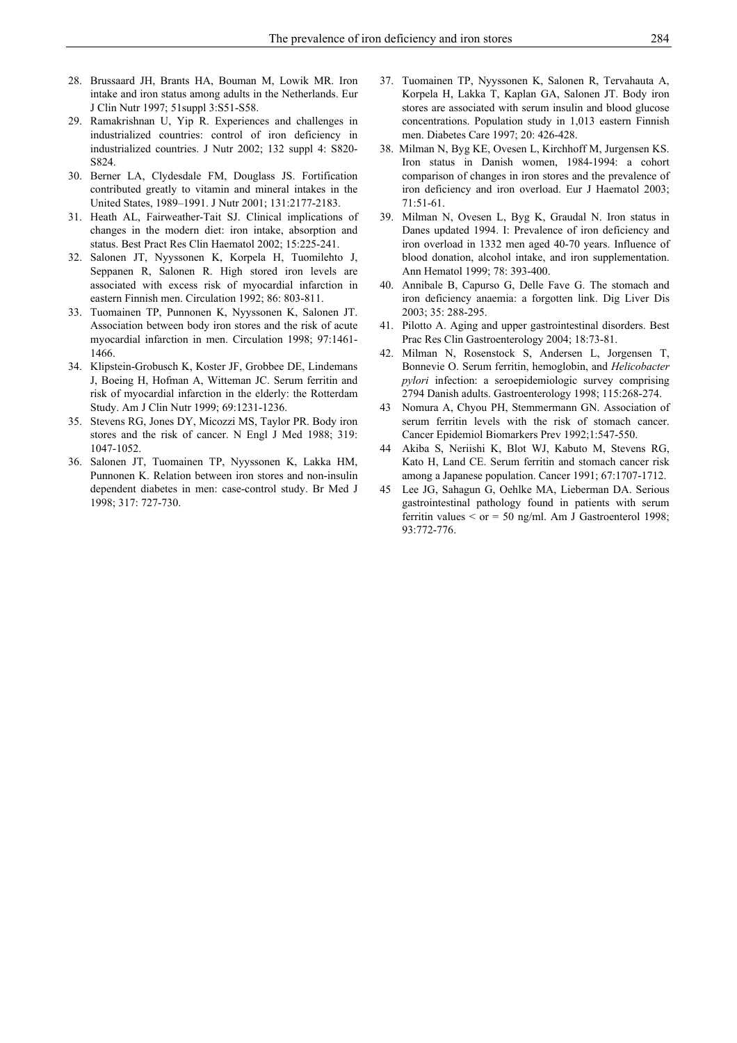28. Brussaard JH, Brants HA, Bouman M, Lowik MR. Iron intake and iron status among adults in the Netherlands. Eur J Clin Nutr 1997; 51suppl 3:S51-S58.
29. Ramakrishnan U, Yip R. Experiences and challenges in industrialized countries: control of iron deficiency in industrialized countries. J Nutr 2002; 132 suppl 4: S820-S824.
30. Berner LA, Clydesdale FM, Douglass JS. Fortification contributed greatly to vitamin and mineral intakes in the United States, 1989–1991. J Nutr 2001; 131:2177-2183.
31. Heath AL, Fairweather-Tait SJ. Clinical implications of changes in the modern diet: iron intake, absorption and status. Best Pract Res Clin Haematol 2002; 15:225-241.
32. Salonen JT, Nyyssonen K, Korpela H, Tuomilehto J, Seppanen R, Salonen R. High stored iron levels are associated with excess risk of myocardial infarction in eastern Finnish men. Circulation 1992; 86: 803-811.
33. Tuomainen TP, Punnonen K, Nyyssonen K, Salonen JT. Association between body iron stores and the risk of acute myocardial infarction in men. Circulation 1998; 97:1461-1466.
34. Klipstein-Grobusch K, Koster JF, Grobbee DE, Lindemans J, Boeing H, Hofman A, Witteman JC. Serum ferritin and risk of myocardial infarction in the elderly: the Rotterdam Study. Am J Clin Nutr 1999; 69:1231-1236.
35. Stevens RG, Jones DY, Micozzi MS, Taylor PR. Body iron stores and the risk of cancer. N Engl J Med 1988; 319: 1047-1052.
36. Salonen JT, Tuomainen TP, Nyyssonen K, Lakka HM, Punnonen K. Relation between iron stores and non-insulin dependent diabetes in men: case-control study. Br Med J 1998; 317: 727-730.
37. Tuomainen TP, Nyyssonen K, Salonen R, Tervahauta A, Korpela H, Lakka T, Kaplan GA, Salonen JT. Body iron stores are associated with serum insulin and blood glucose concentrations. Population study in 1,013 eastern Finnish men. Diabetes Care 1997; 20: 426-428.
38. Milman N, Byg KE, Ovesen L, Kirchhoff M, Jurgensen KS. Iron status in Danish women, 1984-1994: a cohort comparison of changes in iron stores and the prevalence of iron deficiency and iron overload. Eur J Haematol 2003; 71:51-61.
39. Milman N, Ovesen L, Byg K, Graudal N. Iron status in Danes updated 1994. I: Prevalence of iron deficiency and iron overload in 1332 men aged 40-70 years. Influence of blood donation, alcohol intake, and iron supplementation. Ann Hematol 1999; 78: 393-400.
40. Annibale B, Capurso G, Delle Fave G. The stomach and iron deficiency anaemia: a forgotten link. Dig Liver Dis 2003; 35: 288-295.
41. Pilotto A. Aging and upper gastrointestinal disorders. Best Prac Res Clin Gastroenterology 2004; 18:73-81.
42. Milman N, Rosenstock S, Andersen L, Jorgensen T, Bonnevie O. Serum ferritin, hemoglobin, and *Helicobacter pylori* infection: a seroepidemiologic survey comprising 2794 Danish adults. Gastroenterology 1998; 115:268-274.
43 Nomura A, Chyou PH, Stemmermann GN. Association of serum ferritin levels with the risk of stomach cancer. Cancer Epidemiol Biomarkers Prev 1992;1:547-550.
44 Akiba S, Neriishi K, Blot WJ, Kabuto M, Stevens RG, Kato H, Land CE. Serum ferritin and stomach cancer risk among a Japanese population. Cancer 1991; 67:1707-1712.
45 Lee JG, Sahagun G, Oehlke MA, Lieberman DA. Serious gastrointestinal pathology found in patients with serum ferritin values < or = 50 ng/ml. Am J Gastroenterol 1998; 93:772-776.